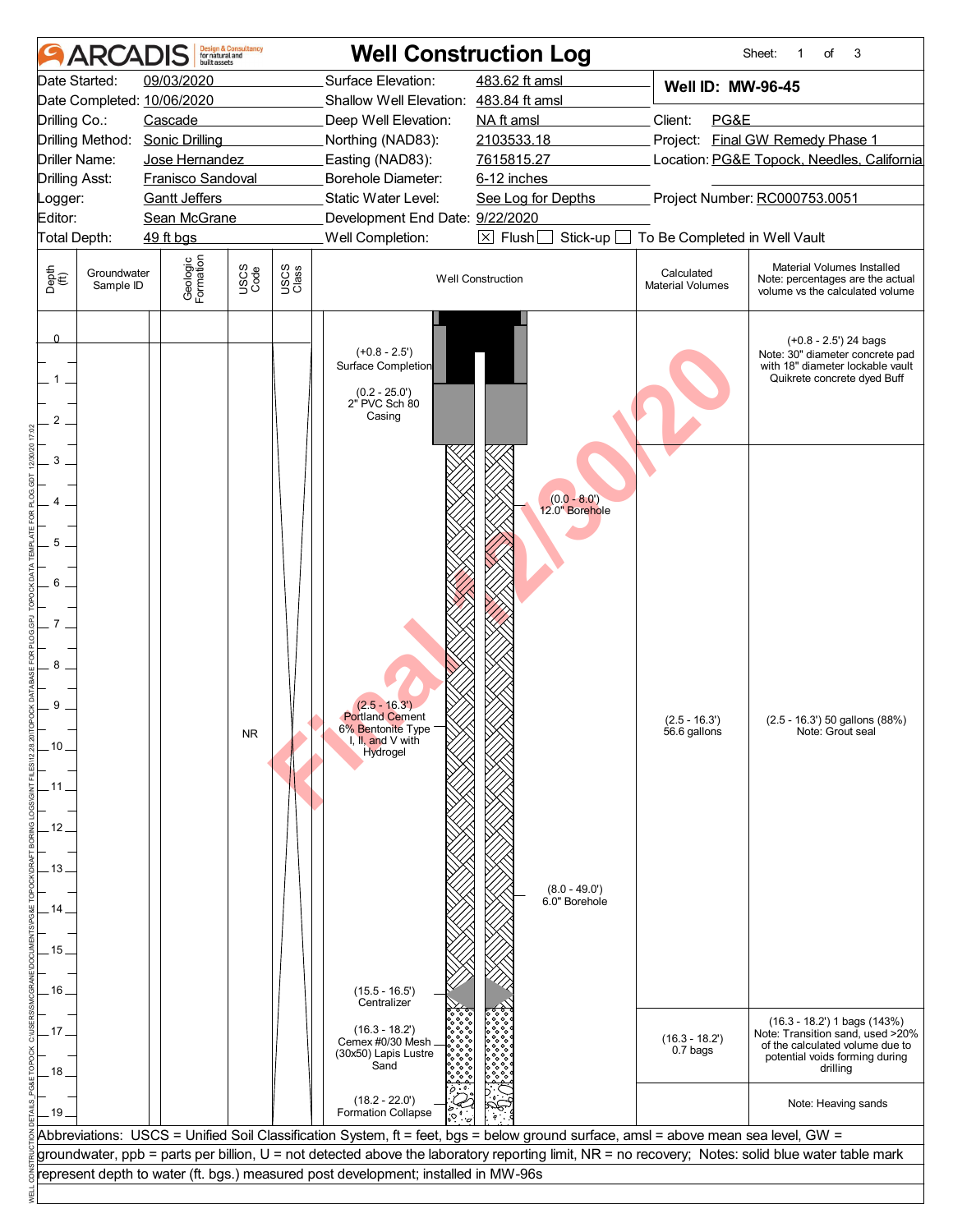# ARCADIS Well Construction Log

**Well ID: MW-96-45**

| | | | |
|---|---|---|---|
| Date Started: | 09/03/2020 | Surface Elevation: | 483.62 ft amsl |
| Date Completed: | 10/06/2020 | Shallow Well Elevation: | 483.84 ft amsl |
| Drilling Co.: | Cascade | Deep Well Elevation: | NA ft amsl |
| Drilling Method: | Sonic Drilling | Northing (NAD83): | 2103533.18 |
| Driller Name: | Jose Hernandez | Easting (NAD83): | 7615815.27 |
| Drilling Asst: | Franisco Sandoval | Borehole Diameter: | 6-12 inches |
| Logger: | Gantt Jeffers | Static Water Level: | See Log for Depths |
| Editor: | Sean McGrane | Development End Date: | 9/22/2020 |
| Total Depth: | 49 ft bgs | Well Completion: | ☒ Flush ☐ Stick-up ☐ To Be Completed in Well Vault |

Client: PG&E
Project: Final GW Remedy Phase 1
Location: PG&E Topock, Needles, California
Project Number: RC000753.0051

| Depth (ft) | Groundwater Sample ID | Geologic Formation | USCS Code | USCS Class | Well Construction | Calculated Material Volumes | Material Volumes Installed (Note: percentages are the actual volume vs the calculated volume) |
|---|---|---|---|---|---|---|---|
| 0–2.5 | | | NR | | (+0.8 - 2.5') Surface Completion; (0.2 - 25.0') 2" PVC Sch 80 Casing; (0.0 - 8.0') 12.0" Borehole | | (+0.8 - 2.5') 24 bags. Note: 30" diameter concrete pad with 18" diameter lockable vault Quikrete concrete dyed Buff |
| 2.5–16.3 | | | | | (2.5 - 16.3') Portland Cement 6% Bentonite Type I, II, and V with Hydrogel; (8.0 - 49.0') 6.0" Borehole; (15.5 - 16.5') Centralizer | (2.5 - 16.3') 56.6 gallons | (2.5 - 16.3') 50 gallons (88%). Note: Grout seal |
| 16.3–18.2 | | | | | (16.3 - 18.2') Cemex #0/30 Mesh (30x50) Lapis Lustre Sand | (16.3 - 18.2') 0.7 bags | (16.3 - 18.2') 1 bags (143%). Note: Transition sand, used >20% of the calculated volume due to potential voids forming during drilling |
| 18.2–19 | | | | | (18.2 - 22.0') Formation Collapse | | Note: Heaving sands |

Abbreviations: USCS = Unified Soil Classification System, ft = feet, bgs = below ground surface, amsl = above mean sea level, GW = groundwater, ppb = parts per billion, U = not detected above the laboratory reporting limit, NR = no recovery; Notes: solid blue water table mark represent depth to water (ft. bgs.) measured post development; installed in MW-96s

Final 12/30/20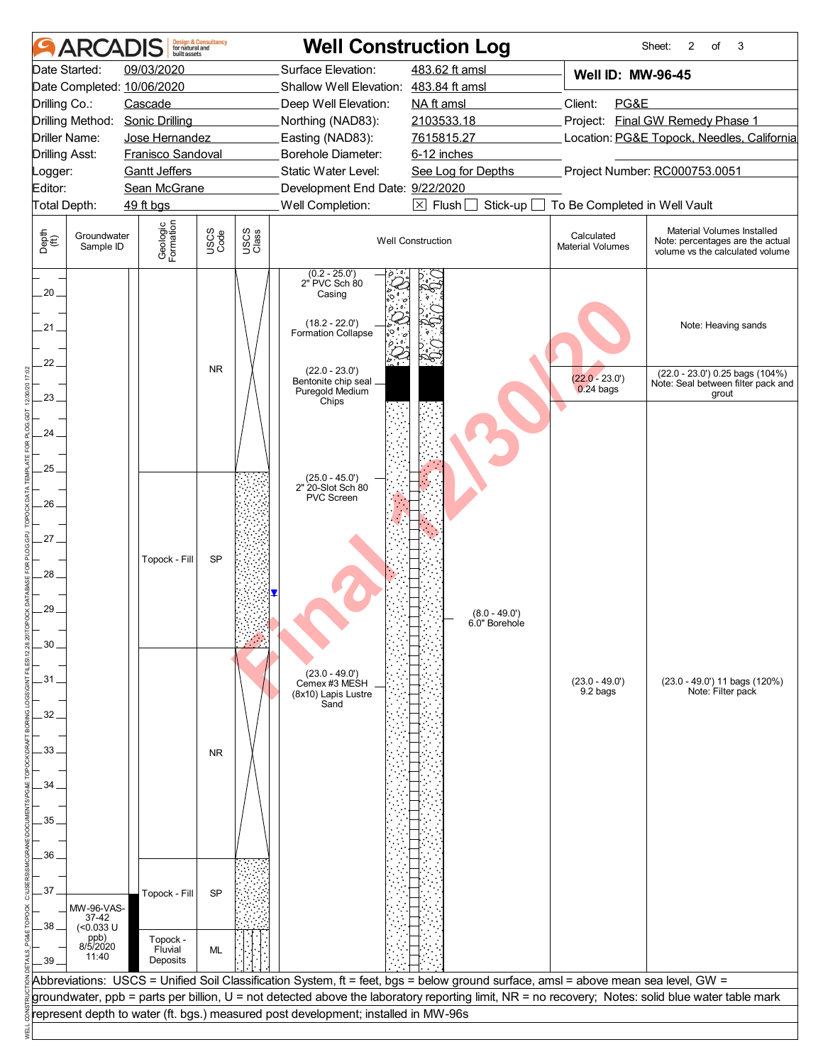# Well Construction Log

ARCADIS Design & Consultancy for natural and built assets

Sheet: 2 of 3

| | | | | | |
|---|---|---|---|---|---|
| Date Started: | 09/03/2020 | Surface Elevation: | 483.62 ft amsl | **Well ID: MW-96-45** | |
| Date Completed: | 10/06/2020 | Shallow Well Elevation: | 483.84 ft amsl | | |
| Drilling Co.: | Cascade | Deep Well Elevation: | NA ft amsl | Client: | PG&E |
| Drilling Method: | Sonic Drilling | Northing (NAD83): | 2103533.18 | Project: | Final GW Remedy Phase 1 |
| Driller Name: | Jose Hernandez | Easting (NAD83): | 7615815.27 | Location: | PG&E Topock, Needles, California |
| Drilling Asst: | Franisco Sandoval | Borehole Diameter: | 6-12 inches | | |
| Logger: | Gantt Jeffers | Static Water Level: | See Log for Depths | Project Number: | RC000753.0051 |
| Editor: | Sean McGrane | Development End Date: | 9/22/2020 | | |
| Total Depth: | 49 ft bgs | Well Completion: | ☒ Flush ☐ Stick-up ☐ To Be Completed in Well Vault | | |

| Depth (ft) | Groundwater Sample ID | Geologic Formation | USCS Code | USCS Class | Well Construction | Calculated Material Volumes | Material Volumes Installed Note: percentages are the actual volume vs the calculated volume |
|---|---|---|---|---|---|---|---|
| 20–22 | | | NR | | (0.2 - 25.0') 2" PVC Sch 80 Casing; (18.2 - 22.0') Formation Collapse | | Note: Heaving sands |
| 22–23 | | | NR | | (22.0 - 23.0') Bentonite chip seal Puregold Medium Chips | (22.0 - 23.0') 0.24 bags | (22.0 - 23.0') 0.25 bags (104%) Note: Seal between filter pack and grout |
| 23–25 | | | NR | | | | |
| 25–30 | | Topock - Fill | SP | | (25.0 - 45.0') 2" 20-Slot Sch 80 PVC Screen; water level ▼ ~28.5; (8.0 - 49.0') 6.0" Borehole | | |
| 30–36 | | | NR | | (23.0 - 49.0') Cemex #3 MESH (8x10) Lapis Lustre Sand | (23.0 - 49.0') 9.2 bags | (23.0 - 49.0') 11 bags (120%) Note: Filter pack |
| 36–38 | MW-96-VAS-37-42 (<0.033 U ppb) 8/5/2020 11:40 | Topock - Fill | SP | | | | |
| 38–39 | | Topock - Fluvial Deposits | ML | | | | |

Abbreviations: USCS = Unified Soil Classification System, ft = feet, bgs = below ground surface, amsl = above mean sea level, GW = groundwater, ppb = parts per billion, U = not detected above the laboratory reporting limit, NR = no recovery; Notes: solid blue water table mark represent depth to water (ft. bgs.) measured post development; installed in MW-96s

Final 12/30/20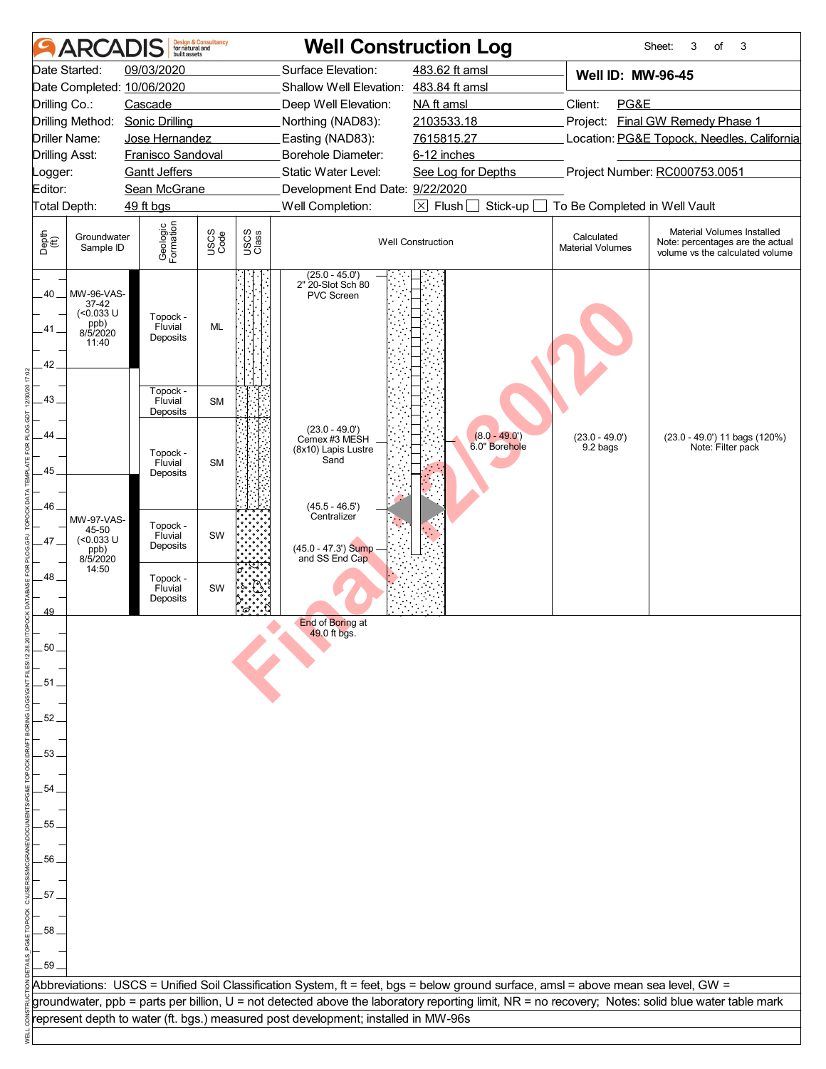# ARCADIS — Well Construction Log

Sheet: 3 of 3

| | | | |
|---|---|---|---|
| Date Started: | 09/03/2020 | Surface Elevation: | 483.62 ft amsl |
| Date Completed: | 10/06/2020 | Shallow Well Elevation: | 483.84 ft amsl |
| Drilling Co.: | Cascade | Deep Well Elevation: | NA ft amsl |
| Drilling Method: | Sonic Drilling | Northing (NAD83): | 2103533.18 |
| Driller Name: | Jose Hernandez | Easting (NAD83): | 7615815.27 |
| Drilling Asst: | Franisco Sandoval | Borehole Diameter: | 6-12 inches |
| Logger: | Gantt Jeffers | Static Water Level: | See Log for Depths |
| Editor: | Sean McGrane | Development End Date: | 9/22/2020 |
| Total Depth: | 49 ft bgs | Well Completion: | ☒ Flush ☐ Stick-up ☐ To Be Completed in Well Vault |

**Well ID: MW-96-45**

Client: PG&E
Project: Final GW Remedy Phase 1
Location: PG&E Topock, Needles, California
Project Number: RC000753.0051

| Depth (ft) | Groundwater Sample ID | Geologic Formation | USCS Code | Well Construction | Calculated Material Volumes | Material Volumes Installed (Note: percentages are the actual volume vs the calculated volume) |
|---|---|---|---|---|---|---|
| 40–42 | MW-96-VAS-37-42 (<0.033 U ppb) 8/5/2020 11:40 | Topock - Fluvial Deposits | ML | (25.0 - 45.0') 2" 20-Slot Sch 80 PVC Screen | | |
| 42–43.5 | | Topock - Fluvial Deposits | SM | | | |
| 43.5–46 | | Topock - Fluvial Deposits | SM | (23.0 - 49.0') Cemex #3 MESH (8x10) Lapis Lustre Sand; (8.0 - 49.0') 6.0" Borehole | (23.0 - 49.0') 9.2 bags | (23.0 - 49.0') 11 bags (120%) Note: Filter pack |
| 46–47.5 | MW-97-VAS-45-50 (<0.033 U ppb) 8/5/2020 14:50 | Topock - Fluvial Deposits | SW | (45.5 - 46.5') Centralizer; (45.0 - 47.3') Sump and SS End Cap | | |
| 47.5–49 | | Topock - Fluvial Deposits | SW | | | |

End of Boring at 49.0 ft bgs.

Abbreviations: USCS = Unified Soil Classification System, ft = feet, bgs = below ground surface, amsl = above mean sea level, GW = groundwater, ppb = parts per billion, U = not detected above the laboratory reporting limit, NR = no recovery; Notes: solid blue water table mark represent depth to water (ft. bgs.) measured post development; installed in MW-96s

Final 12/30/20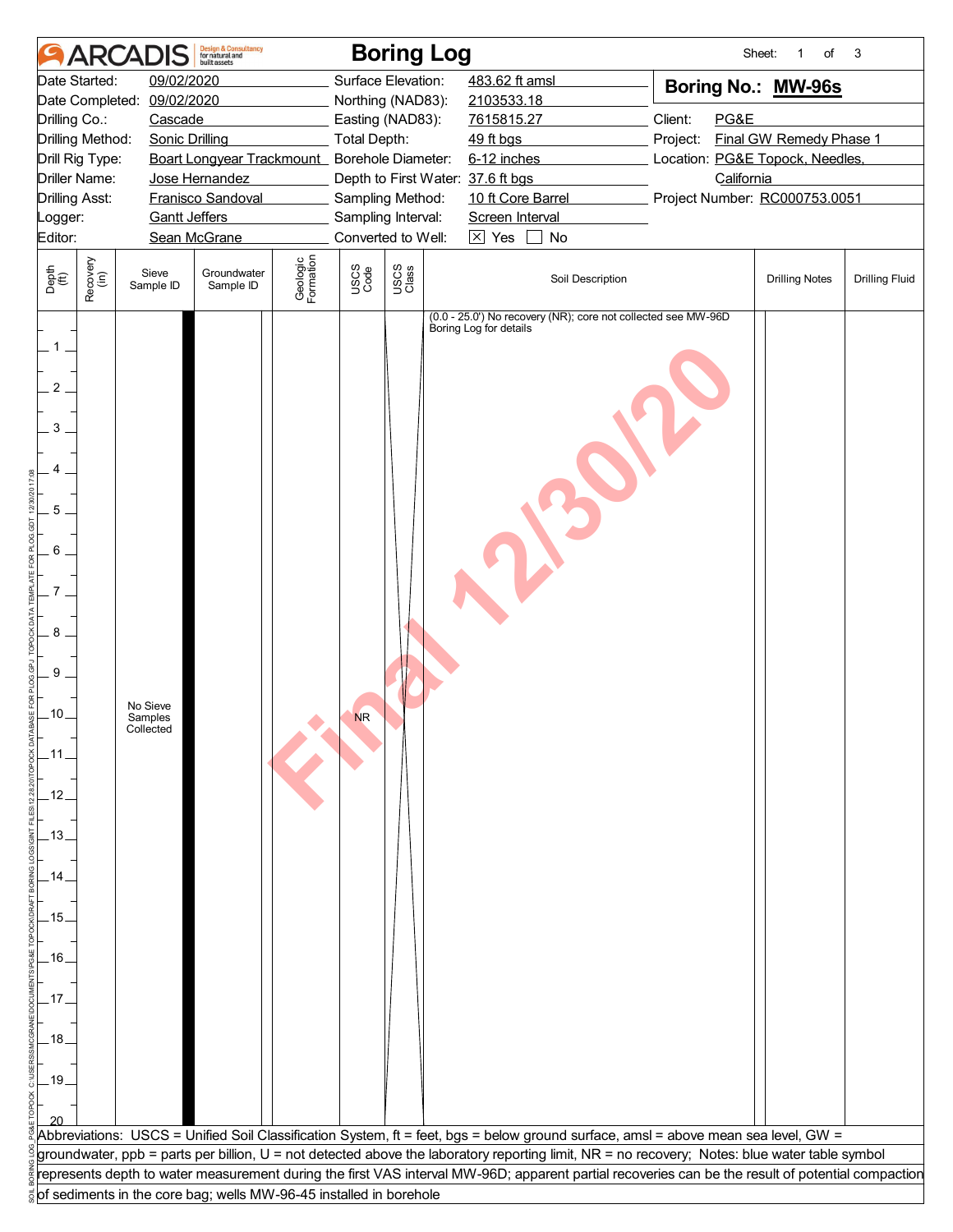# Boring Log

Sheet: 1 of 3

**Boring No.: MW-96s**

| | | | |
|---|---|---|---|
| Date Started: | 09/02/2020 | Surface Elevation: | 483.62 ft amsl |
| Date Completed: | 09/02/2020 | Northing (NAD83): | 2103533.18 |
| Drilling Co.: | Cascade | Easting (NAD83): | 7615815.27 |
| Drilling Method: | Sonic Drilling | Total Depth: | 49 ft bgs |
| Drill Rig Type: | Boart Longyear Trackmount | Borehole Diameter: | 6-12 inches |
| Driller Name: | Jose Hernandez | Depth to First Water: | 37.6 ft bgs |
| Drilling Asst: | Franisco Sandoval | Sampling Method: | 10 ft Core Barrel |
| Logger: | Gantt Jeffers | Sampling Interval: | Screen Interval |
| Editor: | Sean McGrane | Converted to Well: | ☒ Yes ☐ No |

Client: PG&E
Project: Final GW Remedy Phase 1
Location: PG&E Topock, Needles, California
Project Number: RC000753.0051

| Depth (ft) | Recovery (in) | Sieve Sample ID | Groundwater Sample ID | Geologic Formation | USCS Code | USCS Class | Soil Description | Drilling Notes | Drilling Fluid |
|---|---|---|---|---|---|---|---|---|---|
| 0–20 | | No Sieve Samples Collected | | | NR | | (0.0 - 25.0') No recovery (NR); core not collected see MW-96D Boring Log for details | | |

Final 12/30/20

Abbreviations: USCS = Unified Soil Classification System, ft = feet, bgs = below ground surface, amsl = above mean sea level, GW = groundwater, ppb = parts per billion, U = not detected above the laboratory reporting limit, NR = no recovery; Notes: blue water table symbol represents depth to water measurement during the first VAS interval MW-96D; apparent partial recoveries can be the result of potential compaction of sediments in the core bag; wells MW-96-45 installed in borehole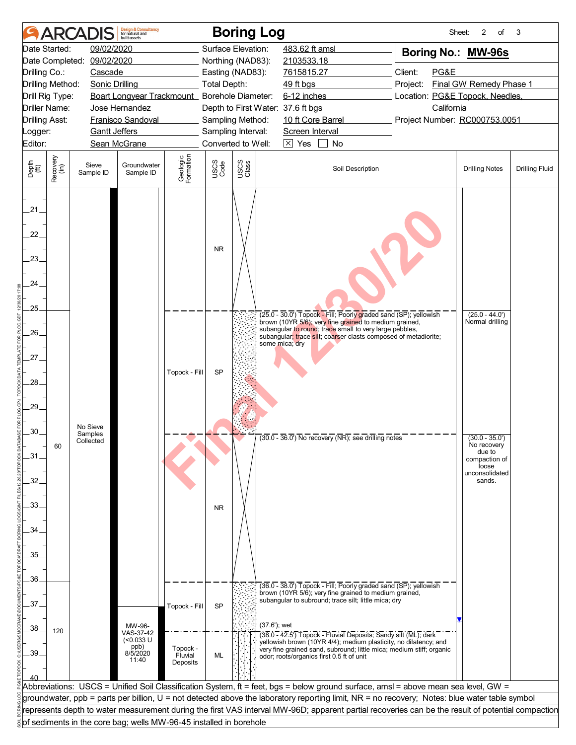# ARCADIS — Boring Log

| | | | | | |
|---|---|---|---|---|---|
| Date Started: | 09/02/2020 | Surface Elevation: | 483.62 ft amsl | **Boring No.:** | **MW-96s** |
| Date Completed: | 09/02/2020 | Northing (NAD83): | 2103533.18 | | |
| Drilling Co.: | Cascade | Easting (NAD83): | 7615815.27 | Client: | PG&E |
| Drilling Method: | Sonic Drilling | Total Depth: | 49 ft bgs | Project: | Final GW Remedy Phase 1 |
| Drill Rig Type: | Boart Longyear Trackmount | Borehole Diameter: | 6-12 inches | Location: | PG&E Topock, Needles, California |
| Driller Name: | Jose Hernandez | Depth to First Water: | 37.6 ft bgs | | |
| Drilling Asst: | Franisco Sandoval | Sampling Method: | 10 ft Core Barrel | Project Number: | RC000753.0051 |
| Logger: | Gantt Jeffers | Sampling Interval: | Screen Interval | | |
| Editor: | Sean McGrane | Converted to Well: | ☒ Yes ☐ No | | |

| Depth (ft) | Recovery (in) | Sieve Sample ID | Groundwater Sample ID | Geologic Formation | USCS Code | USCS Class | Soil Description | Drilling Notes | Drilling Fluid |
|---|---|---|---|---|---|---|---|---|---|
| 20–25 | | | | | NR | | | | |
| 25–30 | 60 | No Sieve Samples Collected | | Topock - Fill | SP | | (25.0 - 30.0') Topock - Fill; Poorly graded sand (SP); yellowish brown (10YR 5/6); very fine grained to medium grained, subangular to round; trace small to very large pebbles, subangular; trace silt; coarser clasts composed of metadiorite; some mica; dry | (25.0 - 44.0') Normal drilling | |
| 30–36 | | | | | NR | | (30.0 - 36.0') No recovery (NR); see drilling notes | (30.0 - 35.0') No recovery due to compaction of loose unconsolidated sands. | |
| 36–38 | 120 | | | Topock - Fill | SP | | (36.0 - 38.0') Topock - Fill; Poorly graded sand (SP); yellowish brown (10YR 5/6); very fine grained to medium grained, subangular to subround; trace silt; little mica; dry<br>(37.6'); wet | | |
| 38–40 | | | MW-96-VAS-37-42 (<0.033 U ppb) 8/5/2020 11:40 | Topock - Fluvial Deposits | ML | | (38.0 - 42.5') Topock - Fluvial Deposits; Sandy silt (ML); dark yellowish brown (10YR 4/4); medium plasticity, no dilatency; and very fine grained sand, subround; little mica; medium stiff; organic odor; roots/organics first 0.5 ft of unit | | |

Abbreviations: USCS = Unified Soil Classification System, ft = feet, bgs = below ground surface, amsl = above mean sea level, GW = groundwater, ppb = parts per billion, U = not detected above the laboratory reporting limit, NR = no recovery; Notes: blue water table symbol represents depth to water measurement during the first VAS interval MW-96D; apparent partial recoveries can be the result of potential compaction of sediments in the core bag; wells MW-96-45 installed in borehole

Final 12/30/20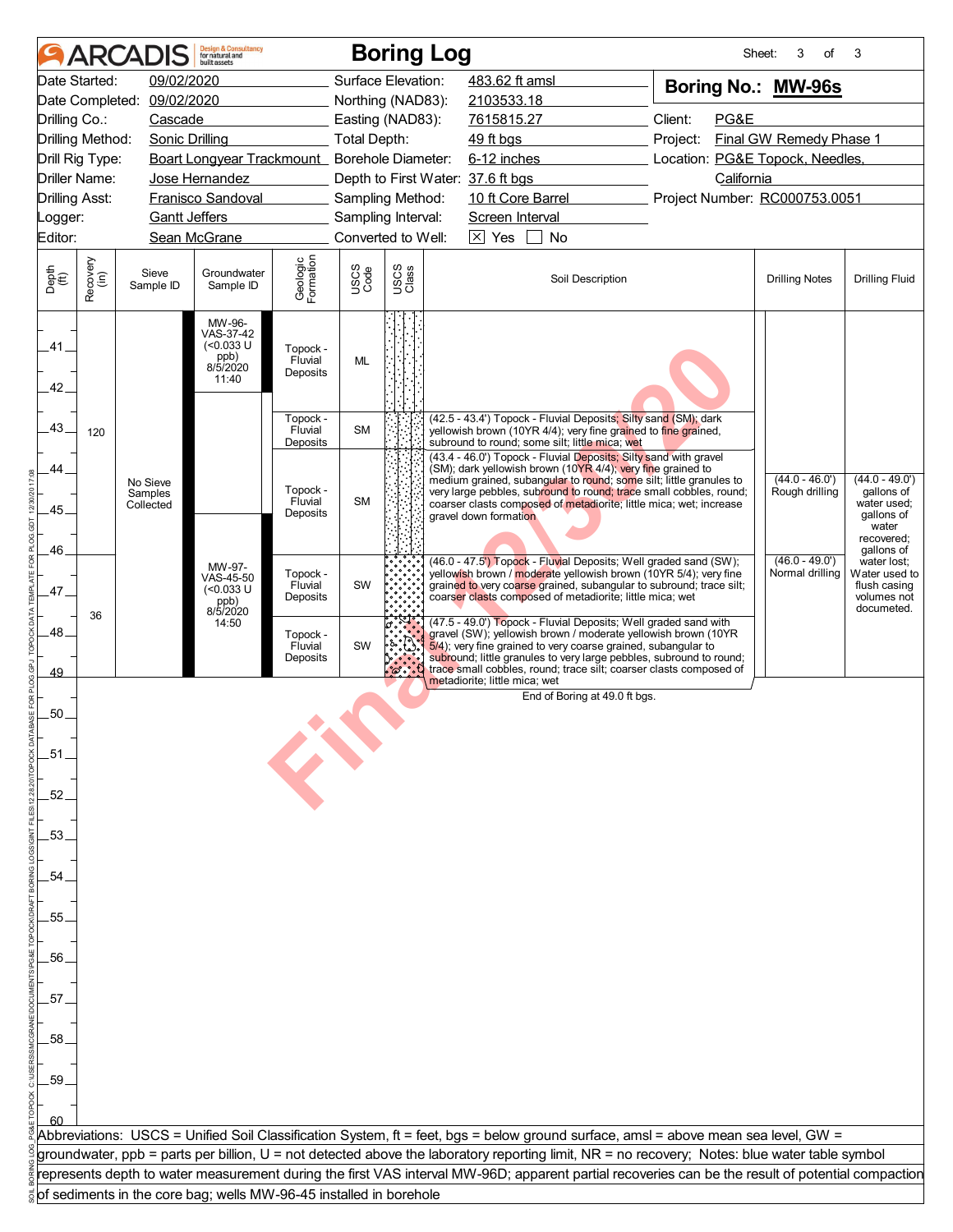# ARCADIS Boring Log

| | | | | |
|---|---|---|---|---|
| Date Started: 09/02/2020 | Surface Elevation: 483.62 ft amsl | **Boring No.: MW-96s** | | |
| Date Completed: 09/02/2020 | Northing (NAD83): 2103533.18 | | | |
| Drilling Co.: Cascade | Easting (NAD83): 7615815.27 | Client: PG&E | | |
| Drilling Method: Sonic Drilling | Total Depth: 49 ft bgs | Project: Final GW Remedy Phase 1 | | |
| Drill Rig Type: Boart Longyear Trackmount | Borehole Diameter: 6-12 inches | Location: PG&E Topock, Needles, California | | |
| Driller Name: Jose Hernandez | Depth to First Water: 37.6 ft bgs | Project Number: RC000753.0051 | | |
| Drilling Asst: Franisco Sandoval | Sampling Method: 10 ft Core Barrel | | | |
| Logger: Gantt Jeffers | Sampling Interval: Screen Interval | | | |
| Editor: Sean McGrane | Converted to Well: [X] Yes [ ] No | | | |

| Depth (ft) | Recovery (in) | Sieve Sample ID | Groundwater Sample ID | Geologic Formation | USCS Code | Soil Description | Drilling Notes | Drilling Fluid |
|---|---|---|---|---|---|---|---|---|
| 41–42.5 | 120 | No Sieve Samples Collected | MW-96-VAS-37-42 (<0.033 U ppb) 8/5/2020 11:40 | Topock - Fluvial Deposits | ML | | | |
| 42.5–43.4 | | | | Topock - Fluvial Deposits | SM | (42.5 - 43.4') Topock - Fluvial Deposits; Silty sand (SM); dark yellowish brown (10YR 4/4); very fine grained to fine grained, subround to round; some silt; little mica; wet | | |
| 43.4–46.0 | | | | Topock - Fluvial Deposits | SM | (43.4 - 46.0') Topock - Fluvial Deposits; Silty sand with gravel (SM); dark yellowish brown (10YR 4/4); very fine grained to medium grained, subangular to round; some silt; little granules to very large pebbles, subround to round; trace small cobbles, round; coarser clasts composed of metadiorite; little mica; wet; increase gravel down formation | (44.0 - 46.0') Rough drilling | (44.0 - 49.0') gallons of water used; gallons of water recovered; gallons of water lost; Water used to flush casing volumes not documeted. |
| 46.0–47.5 | 36 | | MW-97-VAS-45-50 (<0.033 U ppb) 8/5/2020 14:50 | Topock - Fluvial Deposits | SW | (46.0 - 47.5') Topock - Fluvial Deposits; Well graded sand (SW); yellowish brown / moderate yellowish brown (10YR 5/4); very fine grained to very coarse grained, subangular to subround; trace silt; coarser clasts composed of metadiorite; little mica; wet | (46.0 - 49.0') Normal drilling | |
| 47.5–49.0 | | | | Topock - Fluvial Deposits | SW | (47.5 - 49.0') Topock - Fluvial Deposits; Well graded sand with gravel (SW); yellowish brown / moderate yellowish brown (10YR 5/4); very fine grained to very coarse grained, subangular to subround; little granules to very large pebbles, subround to round; trace small cobbles, round; trace silt; coarser clasts composed of metadiorite; little mica; wet | | |

End of Boring at 49.0 ft bgs.

Abbreviations: USCS = Unified Soil Classification System, ft = feet, bgs = below ground surface, amsl = above mean sea level, GW = groundwater, ppb = parts per billion, U = not detected above the laboratory reporting limit, NR = no recovery; Notes: blue water table symbol represents depth to water measurement during the first VAS interval MW-96D; apparent partial recoveries can be the result of potential compaction of sediments in the core bag; wells MW-96-45 installed in borehole

Final 12/30/20